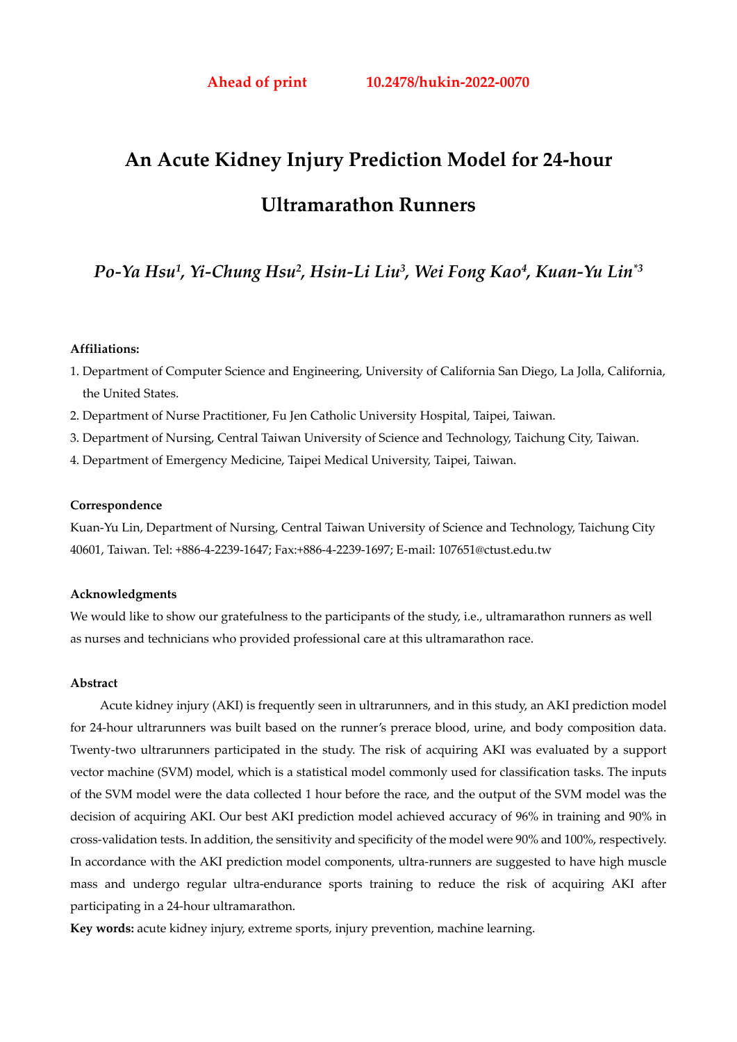**Ahead of print** **10.2478/hukin-2022-0070**

# An Acute Kidney Injury Prediction Model for 24-hour Ultramarathon Runners

***Po-Ya Hsu[1], Yi-Chung Hsu[2], Hsin-Li Liu[3], Wei Fong Kao[4], Kuan-Yu Lin[*3]***

**Affiliations:**

1. Department of Computer Science and Engineering, University of California San Diego, La Jolla, California, the United States.
2. Department of Nurse Practitioner, Fu Jen Catholic University Hospital, Taipei, Taiwan.
3. Department of Nursing, Central Taiwan University of Science and Technology, Taichung City, Taiwan.
4. Department of Emergency Medicine, Taipei Medical University, Taipei, Taiwan.

**Correspondence**

Kuan-Yu Lin, Department of Nursing, Central Taiwan University of Science and Technology, Taichung City 40601, Taiwan. Tel: +886-4-2239-1647; Fax:+886-4-2239-1697; E-mail: 107651@ctust.edu.tw

**Acknowledgments**

We would like to show our gratefulness to the participants of the study, i.e., ultramarathon runners as well as nurses and technicians who provided professional care at this ultramarathon race.

**Abstract**

Acute kidney injury (AKI) is frequently seen in ultrarunners, and in this study, an AKI prediction model for 24-hour ultrarunners was built based on the runner's prerace blood, urine, and body composition data. Twenty-two ultrarunners participated in the study. The risk of acquiring AKI was evaluated by a support vector machine (SVM) model, which is a statistical model commonly used for classification tasks. The inputs of the SVM model were the data collected 1 hour before the race, and the output of the SVM model was the decision of acquiring AKI. Our best AKI prediction model achieved accuracy of 96% in training and 90% in cross-validation tests. In addition, the sensitivity and specificity of the model were 90% and 100%, respectively. In accordance with the AKI prediction model components, ultra-runners are suggested to have high muscle mass and undergo regular ultra-endurance sports training to reduce the risk of acquiring AKI after participating in a 24-hour ultramarathon.

**Key words:** acute kidney injury, extreme sports, injury prevention, machine learning.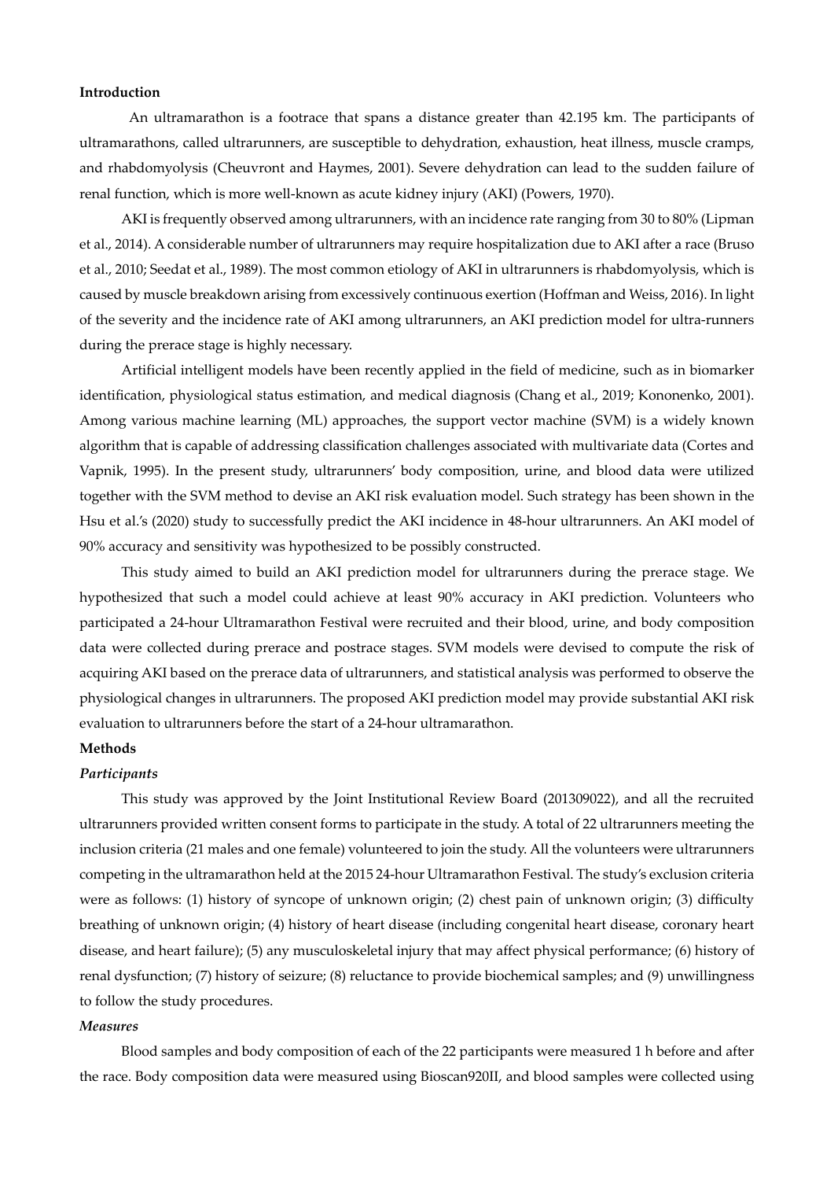## Introduction

An ultramarathon is a footrace that spans a distance greater than 42.195 km. The participants of ultramarathons, called ultrarunners, are susceptible to dehydration, exhaustion, heat illness, muscle cramps, and rhabdomyolysis (Cheuvront and Haymes, 2001). Severe dehydration can lead to the sudden failure of renal function, which is more well-known as acute kidney injury (AKI) (Powers, 1970).

AKI is frequently observed among ultrarunners, with an incidence rate ranging from 30 to 80% (Lipman et al., 2014). A considerable number of ultrarunners may require hospitalization due to AKI after a race (Bruso et al., 2010; Seedat et al., 1989). The most common etiology of AKI in ultrarunners is rhabdomyolysis, which is caused by muscle breakdown arising from excessively continuous exertion (Hoffman and Weiss, 2016). In light of the severity and the incidence rate of AKI among ultrarunners, an AKI prediction model for ultra-runners during the prerace stage is highly necessary.

Artificial intelligent models have been recently applied in the field of medicine, such as in biomarker identification, physiological status estimation, and medical diagnosis (Chang et al., 2019; Kononenko, 2001). Among various machine learning (ML) approaches, the support vector machine (SVM) is a widely known algorithm that is capable of addressing classification challenges associated with multivariate data (Cortes and Vapnik, 1995). In the present study, ultrarunners' body composition, urine, and blood data were utilized together with the SVM method to devise an AKI risk evaluation model. Such strategy has been shown in the Hsu et al.'s (2020) study to successfully predict the AKI incidence in 48-hour ultrarunners. An AKI model of 90% accuracy and sensitivity was hypothesized to be possibly constructed.

This study aimed to build an AKI prediction model for ultrarunners during the prerace stage. We hypothesized that such a model could achieve at least 90% accuracy in AKI prediction. Volunteers who participated a 24-hour Ultramarathon Festival were recruited and their blood, urine, and body composition data were collected during prerace and postrace stages. SVM models were devised to compute the risk of acquiring AKI based on the prerace data of ultrarunners, and statistical analysis was performed to observe the physiological changes in ultrarunners. The proposed AKI prediction model may provide substantial AKI risk evaluation to ultrarunners before the start of a 24-hour ultramarathon.

## Methods

### *Participants*

This study was approved by the Joint Institutional Review Board (201309022), and all the recruited ultrarunners provided written consent forms to participate in the study. A total of 22 ultrarunners meeting the inclusion criteria (21 males and one female) volunteered to join the study. All the volunteers were ultrarunners competing in the ultramarathon held at the 2015 24-hour Ultramarathon Festival. The study's exclusion criteria were as follows: (1) history of syncope of unknown origin; (2) chest pain of unknown origin; (3) difficulty breathing of unknown origin; (4) history of heart disease (including congenital heart disease, coronary heart disease, and heart failure); (5) any musculoskeletal injury that may affect physical performance; (6) history of renal dysfunction; (7) history of seizure; (8) reluctance to provide biochemical samples; and (9) unwillingness to follow the study procedures.

### *Measures*

Blood samples and body composition of each of the 22 participants were measured 1 h before and after the race. Body composition data were measured using Bioscan920II, and blood samples were collected using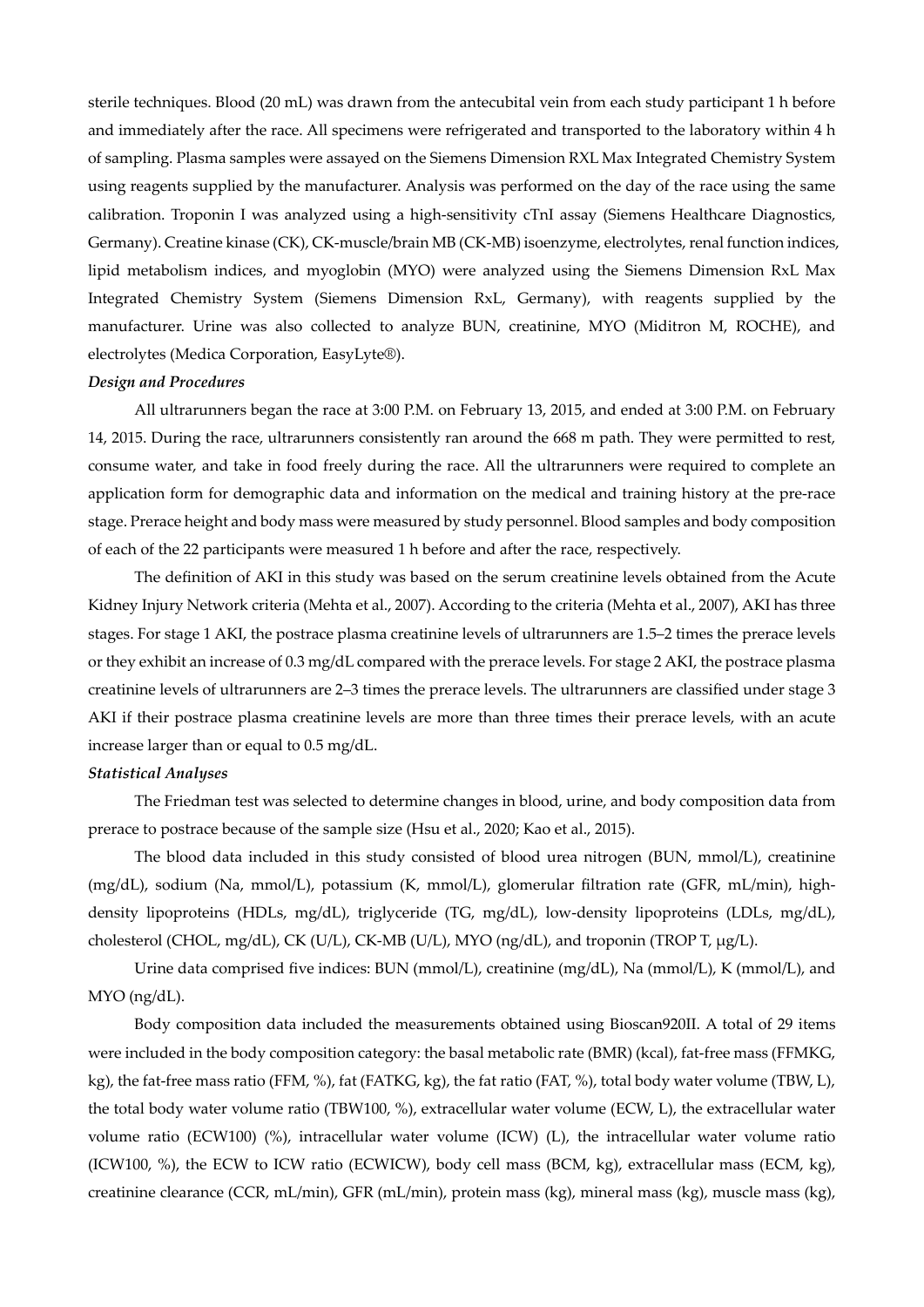sterile techniques. Blood (20 mL) was drawn from the antecubital vein from each study participant 1 h before and immediately after the race. All specimens were refrigerated and transported to the laboratory within 4 h of sampling. Plasma samples were assayed on the Siemens Dimension RXL Max Integrated Chemistry System using reagents supplied by the manufacturer. Analysis was performed on the day of the race using the same calibration. Troponin I was analyzed using a high-sensitivity cTnI assay (Siemens Healthcare Diagnostics, Germany). Creatine kinase (CK), CK-muscle/brain MB (CK-MB) isoenzyme, electrolytes, renal function indices, lipid metabolism indices, and myoglobin (MYO) were analyzed using the Siemens Dimension RxL Max Integrated Chemistry System (Siemens Dimension RxL, Germany), with reagents supplied by the manufacturer. Urine was also collected to analyze BUN, creatinine, MYO (Miditron M, ROCHE), and electrolytes (Medica Corporation, EasyLyte®).

### *Design and Procedures*

All ultrarunners began the race at 3:00 P.M. on February 13, 2015, and ended at 3:00 P.M. on February 14, 2015. During the race, ultrarunners consistently ran around the 668 m path. They were permitted to rest, consume water, and take in food freely during the race. All the ultrarunners were required to complete an application form for demographic data and information on the medical and training history at the pre-race stage. Prerace height and body mass were measured by study personnel. Blood samples and body composition of each of the 22 participants were measured 1 h before and after the race, respectively.

The definition of AKI in this study was based on the serum creatinine levels obtained from the Acute Kidney Injury Network criteria (Mehta et al., 2007). According to the criteria (Mehta et al., 2007), AKI has three stages. For stage 1 AKI, the postrace plasma creatinine levels of ultrarunners are 1.5–2 times the prerace levels or they exhibit an increase of 0.3 mg/dL compared with the prerace levels. For stage 2 AKI, the postrace plasma creatinine levels of ultrarunners are 2–3 times the prerace levels. The ultrarunners are classified under stage 3 AKI if their postrace plasma creatinine levels are more than three times their prerace levels, with an acute increase larger than or equal to 0.5 mg/dL.

### *Statistical Analyses*

The Friedman test was selected to determine changes in blood, urine, and body composition data from prerace to postrace because of the sample size (Hsu et al., 2020; Kao et al., 2015).

The blood data included in this study consisted of blood urea nitrogen (BUN, mmol/L), creatinine (mg/dL), sodium (Na, mmol/L), potassium (K, mmol/L), glomerular filtration rate (GFR, mL/min), high-density lipoproteins (HDLs, mg/dL), triglyceride (TG, mg/dL), low-density lipoproteins (LDLs, mg/dL), cholesterol (CHOL, mg/dL), CK (U/L), CK-MB (U/L), MYO (ng/dL), and troponin (TROP T, μg/L).

Urine data comprised five indices: BUN (mmol/L), creatinine (mg/dL), Na (mmol/L), K (mmol/L), and MYO (ng/dL).

Body composition data included the measurements obtained using Bioscan920II. A total of 29 items were included in the body composition category: the basal metabolic rate (BMR) (kcal), fat-free mass (FFMKG, kg), the fat-free mass ratio (FFM, %), fat (FATKG, kg), the fat ratio (FAT, %), total body water volume (TBW, L), the total body water volume ratio (TBW100, %), extracellular water volume (ECW, L), the extracellular water volume ratio (ECW100) (%), intracellular water volume (ICW) (L), the intracellular water volume ratio (ICW100, %), the ECW to ICW ratio (ECWICW), body cell mass (BCM, kg), extracellular mass (ECM, kg), creatinine clearance (CCR, mL/min), GFR (mL/min), protein mass (kg), mineral mass (kg), muscle mass (kg),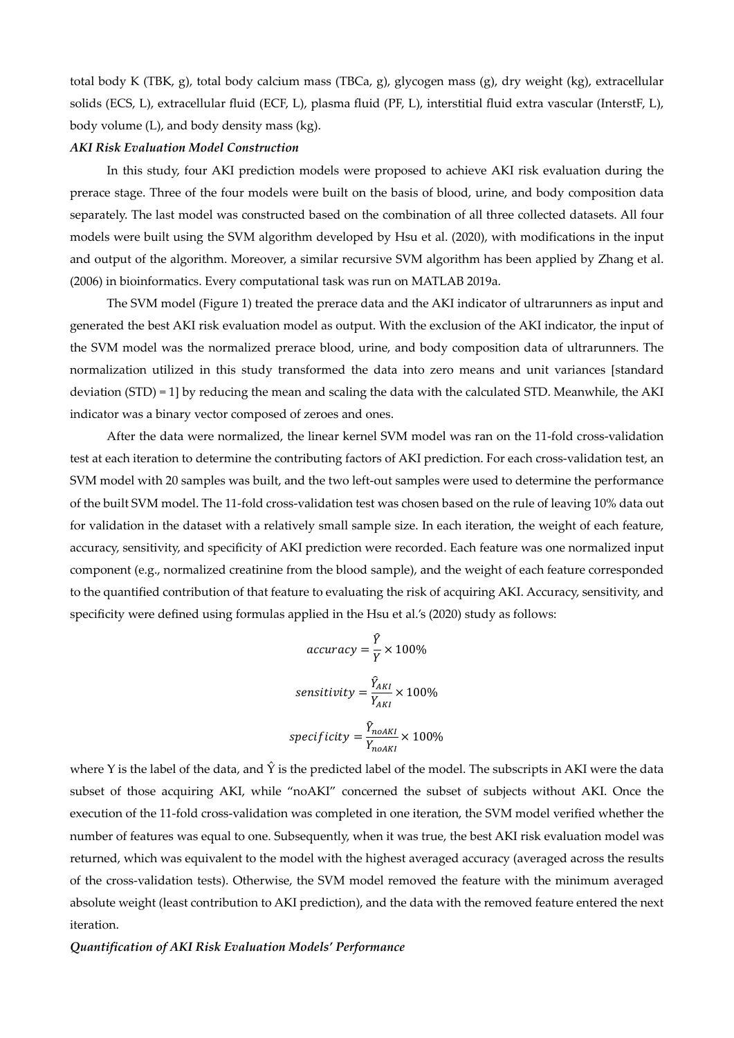total body K (TBK, g), total body calcium mass (TBCa, g), glycogen mass (g), dry weight (kg), extracellular solids (ECS, L), extracellular fluid (ECF, L), plasma fluid (PF, L), interstitial fluid extra vascular (InterstF, L), body volume (L), and body density mass (kg).

***AKI Risk Evaluation Model Construction***

In this study, four AKI prediction models were proposed to achieve AKI risk evaluation during the prerace stage. Three of the four models were built on the basis of blood, urine, and body composition data separately. The last model was constructed based on the combination of all three collected datasets. All four models were built using the SVM algorithm developed by Hsu et al. (2020), with modifications in the input and output of the algorithm. Moreover, a similar recursive SVM algorithm has been applied by Zhang et al. (2006) in bioinformatics. Every computational task was run on MATLAB 2019a.

The SVM model (Figure 1) treated the prerace data and the AKI indicator of ultrarunners as input and generated the best AKI risk evaluation model as output. With the exclusion of the AKI indicator, the input of the SVM model was the normalized prerace blood, urine, and body composition data of ultrarunners. The normalization utilized in this study transformed the data into zero means and unit variances [standard deviation (STD) = 1] by reducing the mean and scaling the data with the calculated STD. Meanwhile, the AKI indicator was a binary vector composed of zeroes and ones.

After the data were normalized, the linear kernel SVM model was ran on the 11-fold cross-validation test at each iteration to determine the contributing factors of AKI prediction. For each cross-validation test, an SVM model with 20 samples was built, and the two left-out samples were used to determine the performance of the built SVM model. The 11-fold cross-validation test was chosen based on the rule of leaving 10% data out for validation in the dataset with a relatively small sample size. In each iteration, the weight of each feature, accuracy, sensitivity, and specificity of AKI prediction were recorded. Each feature was one normalized input component (e.g., normalized creatinine from the blood sample), and the weight of each feature corresponded to the quantified contribution of that feature to evaluating the risk of acquiring AKI. Accuracy, sensitivity, and specificity were defined using formulas applied in the Hsu et al.'s (2020) study as follows:

$$accuracy = \frac{\hat{Y}}{Y} \times 100\%$$

$$sensitivity = \frac{\hat{Y}_{AKI}}{Y_{AKI}} \times 100\%$$

$$specificity = \frac{\hat{Y}_{noAKI}}{Y_{noAKI}} \times 100\%$$

where Y is the label of the data, and $\hat{Y}$ is the predicted label of the model. The subscripts in AKI were the data subset of those acquiring AKI, while "noAKI" concerned the subset of subjects without AKI. Once the execution of the 11-fold cross-validation was completed in one iteration, the SVM model verified whether the number of features was equal to one. Subsequently, when it was true, the best AKI risk evaluation model was returned, which was equivalent to the model with the highest averaged accuracy (averaged across the results of the cross-validation tests). Otherwise, the SVM model removed the feature with the minimum averaged absolute weight (least contribution to AKI prediction), and the data with the removed feature entered the next iteration.

***Quantification of AKI Risk Evaluation Models' Performance***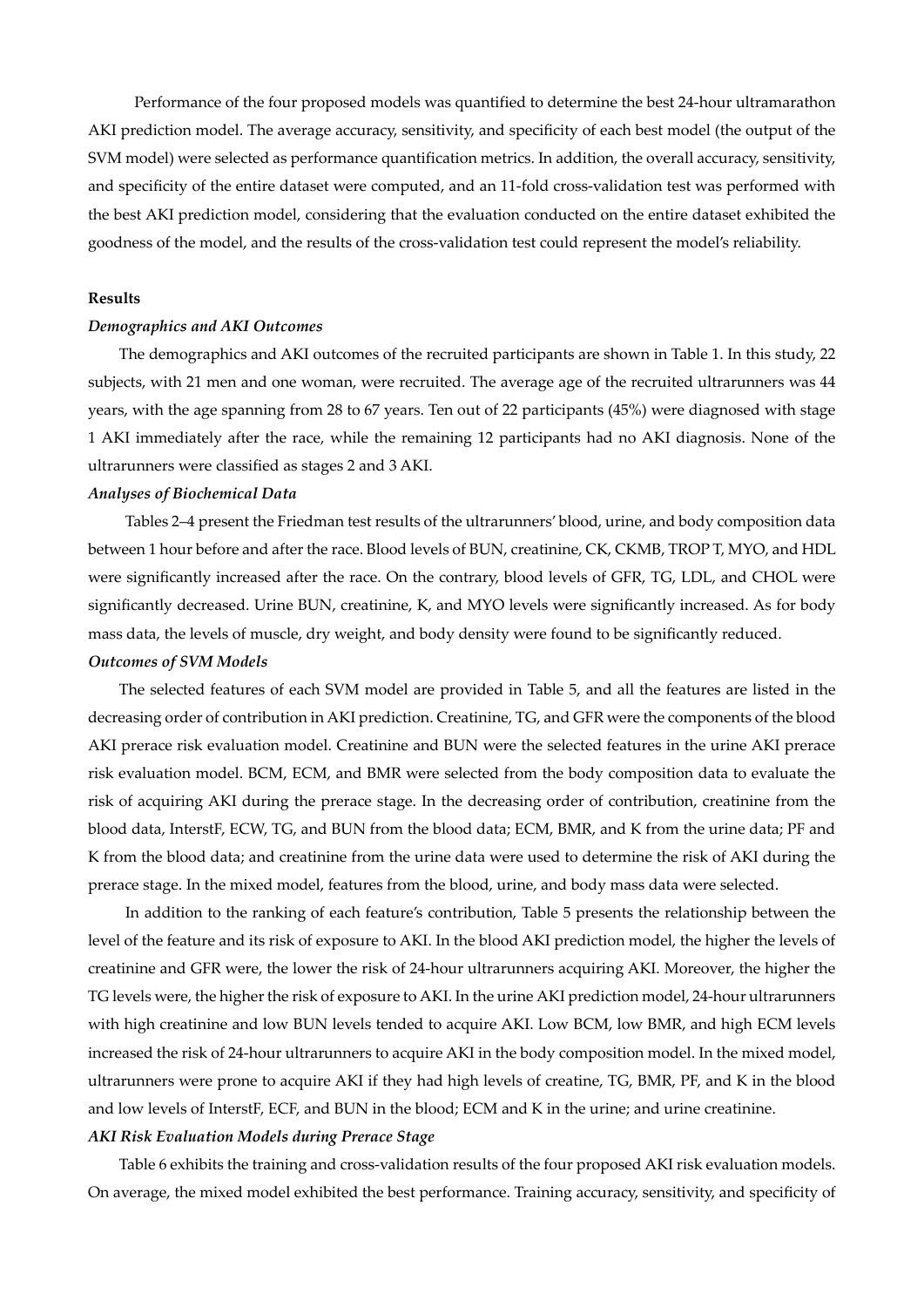Performance of the four proposed models was quantified to determine the best 24-hour ultramarathon AKI prediction model. The average accuracy, sensitivity, and specificity of each best model (the output of the SVM model) were selected as performance quantification metrics. In addition, the overall accuracy, sensitivity, and specificity of the entire dataset were computed, and an 11-fold cross-validation test was performed with the best AKI prediction model, considering that the evaluation conducted on the entire dataset exhibited the goodness of the model, and the results of the cross-validation test could represent the model's reliability.

**Results**

***Demographics and AKI Outcomes***

The demographics and AKI outcomes of the recruited participants are shown in Table 1. In this study, 22 subjects, with 21 men and one woman, were recruited. The average age of the recruited ultrarunners was 44 years, with the age spanning from 28 to 67 years. Ten out of 22 participants (45%) were diagnosed with stage 1 AKI immediately after the race, while the remaining 12 participants had no AKI diagnosis. None of the ultrarunners were classified as stages 2 and 3 AKI.

***Analyses of Biochemical Data***

Tables 2–4 present the Friedman test results of the ultrarunners' blood, urine, and body composition data between 1 hour before and after the race. Blood levels of BUN, creatinine, CK, CKMB, TROP T, MYO, and HDL were significantly increased after the race. On the contrary, blood levels of GFR, TG, LDL, and CHOL were significantly decreased. Urine BUN, creatinine, K, and MYO levels were significantly increased. As for body mass data, the levels of muscle, dry weight, and body density were found to be significantly reduced.

***Outcomes of SVM Models***

The selected features of each SVM model are provided in Table 5, and all the features are listed in the decreasing order of contribution in AKI prediction. Creatinine, TG, and GFR were the components of the blood AKI prerace risk evaluation model. Creatinine and BUN were the selected features in the urine AKI prerace risk evaluation model. BCM, ECM, and BMR were selected from the body composition data to evaluate the risk of acquiring AKI during the prerace stage. In the decreasing order of contribution, creatinine from the blood data, InterstF, ECW, TG, and BUN from the blood data; ECM, BMR, and K from the urine data; PF and K from the blood data; and creatinine from the urine data were used to determine the risk of AKI during the prerace stage. In the mixed model, features from the blood, urine, and body mass data were selected.

In addition to the ranking of each feature's contribution, Table 5 presents the relationship between the level of the feature and its risk of exposure to AKI. In the blood AKI prediction model, the higher the levels of creatinine and GFR were, the lower the risk of 24-hour ultrarunners acquiring AKI. Moreover, the higher the TG levels were, the higher the risk of exposure to AKI. In the urine AKI prediction model, 24-hour ultrarunners with high creatinine and low BUN levels tended to acquire AKI. Low BCM, low BMR, and high ECM levels increased the risk of 24-hour ultrarunners to acquire AKI in the body composition model. In the mixed model, ultrarunners were prone to acquire AKI if they had high levels of creatine, TG, BMR, PF, and K in the blood and low levels of InterstF, ECF, and BUN in the blood; ECM and K in the urine; and urine creatinine.

***AKI Risk Evaluation Models during Prerace Stage***

Table 6 exhibits the training and cross-validation results of the four proposed AKI risk evaluation models. On average, the mixed model exhibited the best performance. Training accuracy, sensitivity, and specificity of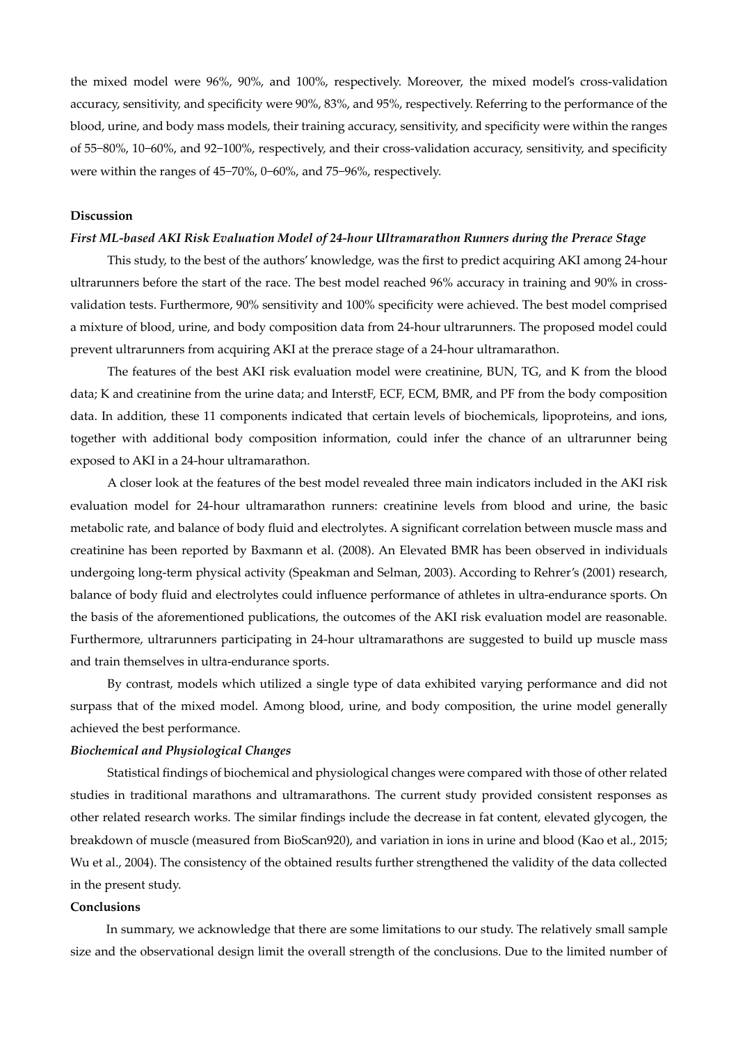the mixed model were 96%, 90%, and 100%, respectively. Moreover, the mixed model's cross-validation accuracy, sensitivity, and specificity were 90%, 83%, and 95%, respectively. Referring to the performance of the blood, urine, and body mass models, their training accuracy, sensitivity, and specificity were within the ranges of 55−80%, 10−60%, and 92−100%, respectively, and their cross-validation accuracy, sensitivity, and specificity were within the ranges of 45−70%, 0−60%, and 75−96%, respectively.

**Discussion**

***First ML-based AKI Risk Evaluation Model of 24-hour Ultramarathon Runners during the Prerace Stage***

This study, to the best of the authors' knowledge, was the first to predict acquiring AKI among 24-hour ultrarunners before the start of the race. The best model reached 96% accuracy in training and 90% in cross-validation tests. Furthermore, 90% sensitivity and 100% specificity were achieved. The best model comprised a mixture of blood, urine, and body composition data from 24-hour ultrarunners. The proposed model could prevent ultrarunners from acquiring AKI at the prerace stage of a 24-hour ultramarathon.

The features of the best AKI risk evaluation model were creatinine, BUN, TG, and K from the blood data; K and creatinine from the urine data; and InterstF, ECF, ECM, BMR, and PF from the body composition data. In addition, these 11 components indicated that certain levels of biochemicals, lipoproteins, and ions, together with additional body composition information, could infer the chance of an ultrarunner being exposed to AKI in a 24-hour ultramarathon.

A closer look at the features of the best model revealed three main indicators included in the AKI risk evaluation model for 24-hour ultramarathon runners: creatinine levels from blood and urine, the basic metabolic rate, and balance of body fluid and electrolytes. A significant correlation between muscle mass and creatinine has been reported by Baxmann et al. (2008). An Elevated BMR has been observed in individuals undergoing long-term physical activity (Speakman and Selman, 2003). According to Rehrer's (2001) research, balance of body fluid and electrolytes could influence performance of athletes in ultra-endurance sports. On the basis of the aforementioned publications, the outcomes of the AKI risk evaluation model are reasonable. Furthermore, ultrarunners participating in 24-hour ultramarathons are suggested to build up muscle mass and train themselves in ultra-endurance sports.

By contrast, models which utilized a single type of data exhibited varying performance and did not surpass that of the mixed model. Among blood, urine, and body composition, the urine model generally achieved the best performance.

***Biochemical and Physiological Changes***

Statistical findings of biochemical and physiological changes were compared with those of other related studies in traditional marathons and ultramarathons. The current study provided consistent responses as other related research works. The similar findings include the decrease in fat content, elevated glycogen, the breakdown of muscle (measured from BioScan920), and variation in ions in urine and blood (Kao et al., 2015; Wu et al., 2004). The consistency of the obtained results further strengthened the validity of the data collected in the present study.

**Conclusions**

In summary, we acknowledge that there are some limitations to our study. The relatively small sample size and the observational design limit the overall strength of the conclusions. Due to the limited number of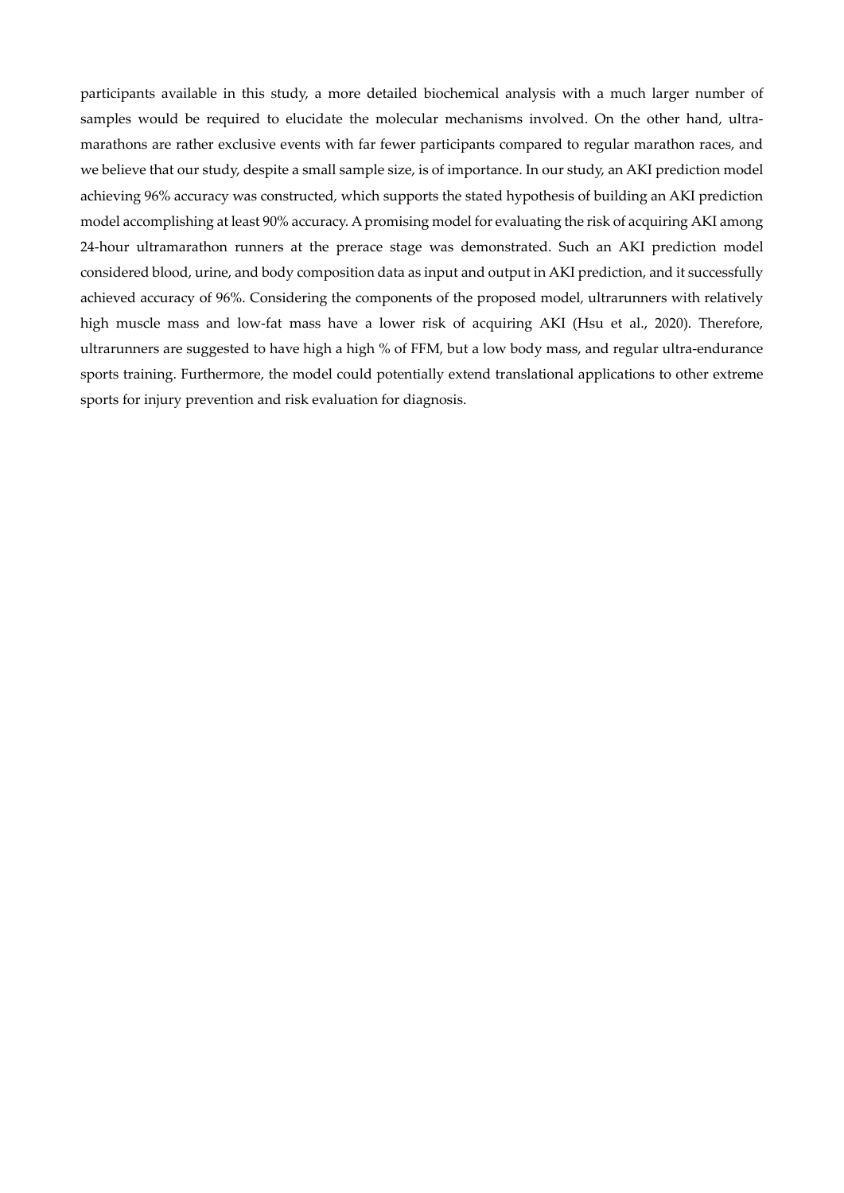participants available in this study, a more detailed biochemical analysis with a much larger number of samples would be required to elucidate the molecular mechanisms involved. On the other hand, ultramarathons are rather exclusive events with far fewer participants compared to regular marathon races, and we believe that our study, despite a small sample size, is of importance. In our study, an AKI prediction model achieving 96% accuracy was constructed, which supports the stated hypothesis of building an AKI prediction model accomplishing at least 90% accuracy. A promising model for evaluating the risk of acquiring AKI among 24-hour ultramarathon runners at the prerace stage was demonstrated. Such an AKI prediction model considered blood, urine, and body composition data as input and output in AKI prediction, and it successfully achieved accuracy of 96%. Considering the components of the proposed model, ultrarunners with relatively high muscle mass and low-fat mass have a lower risk of acquiring AKI (Hsu et al., 2020). Therefore, ultrarunners are suggested to have high a high % of FFM, but a low body mass, and regular ultra-endurance sports training. Furthermore, the model could potentially extend translational applications to other extreme sports for injury prevention and risk evaluation for diagnosis.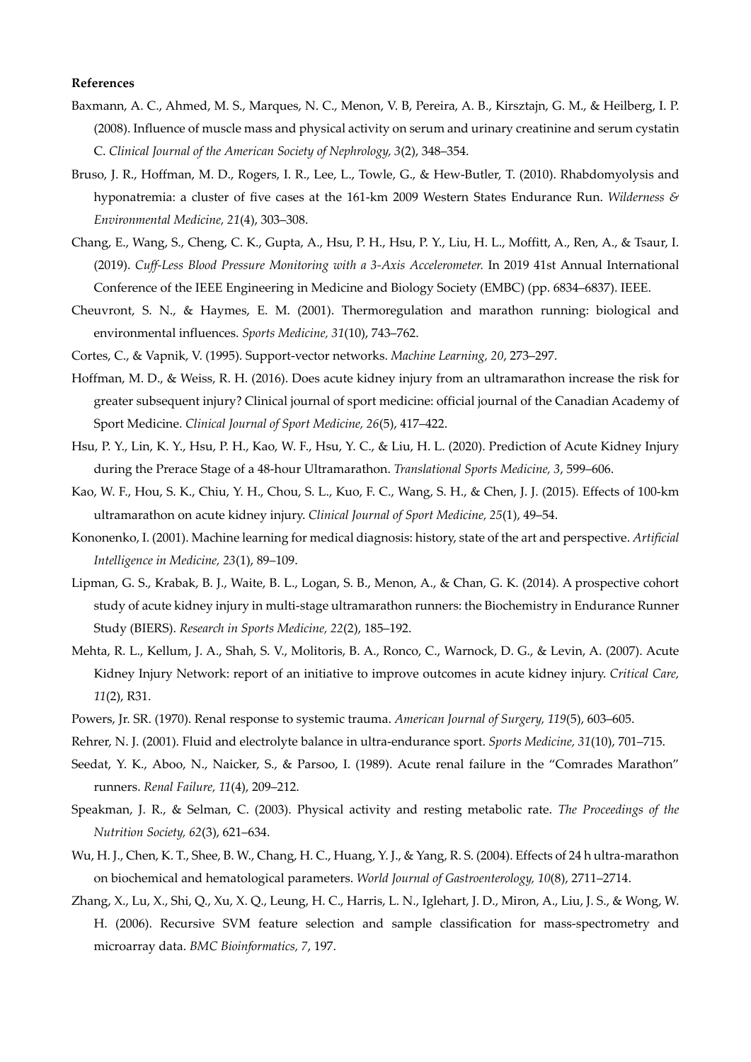**References**

Baxmann, A. C., Ahmed, M. S., Marques, N. C., Menon, V. B, Pereira, A. B., Kirsztajn, G. M., & Heilberg, I. P. (2008). Influence of muscle mass and physical activity on serum and urinary creatinine and serum cystatin C. *Clinical Journal of the American Society of Nephrology, 3*(2), 348–354.

Bruso, J. R., Hoffman, M. D., Rogers, I. R., Lee, L., Towle, G., & Hew-Butler, T. (2010). Rhabdomyolysis and hyponatremia: a cluster of five cases at the 161-km 2009 Western States Endurance Run. *Wilderness & Environmental Medicine, 21*(4), 303–308.

Chang, E., Wang, S., Cheng, C. K., Gupta, A., Hsu, P. H., Hsu, P. Y., Liu, H. L., Moffitt, A., Ren, A., & Tsaur, I. (2019). *Cuff-Less Blood Pressure Monitoring with a 3-Axis Accelerometer.* In 2019 41st Annual International Conference of the IEEE Engineering in Medicine and Biology Society (EMBC) (pp. 6834–6837). IEEE.

Cheuvront, S. N., & Haymes, E. M. (2001). Thermoregulation and marathon running: biological and environmental influences. *Sports Medicine, 31*(10), 743–762.

Cortes, C., & Vapnik, V. (1995). Support-vector networks. *Machine Learning, 20*, 273–297.

Hoffman, M. D., & Weiss, R. H. (2016). Does acute kidney injury from an ultramarathon increase the risk for greater subsequent injury? Clinical journal of sport medicine: official journal of the Canadian Academy of Sport Medicine. *Clinical Journal of Sport Medicine, 26*(5), 417–422.

Hsu, P. Y., Lin, K. Y., Hsu, P. H., Kao, W. F., Hsu, Y. C., & Liu, H. L. (2020). Prediction of Acute Kidney Injury during the Prerace Stage of a 48-hour Ultramarathon. *Translational Sports Medicine, 3*, 599–606.

Kao, W. F., Hou, S. K., Chiu, Y. H., Chou, S. L., Kuo, F. C., Wang, S. H., & Chen, J. J. (2015). Effects of 100-km ultramarathon on acute kidney injury. *Clinical Journal of Sport Medicine, 25*(1), 49–54.

Kononenko, I. (2001). Machine learning for medical diagnosis: history, state of the art and perspective. *Artificial Intelligence in Medicine, 23*(1), 89–109.

Lipman, G. S., Krabak, B. J., Waite, B. L., Logan, S. B., Menon, A., & Chan, G. K. (2014). A prospective cohort study of acute kidney injury in multi-stage ultramarathon runners: the Biochemistry in Endurance Runner Study (BIERS). *Research in Sports Medicine, 22*(2), 185–192.

Mehta, R. L., Kellum, J. A., Shah, S. V., Molitoris, B. A., Ronco, C., Warnock, D. G., & Levin, A. (2007). Acute Kidney Injury Network: report of an initiative to improve outcomes in acute kidney injury. *Critical Care, 11*(2), R31.

Powers, Jr. SR. (1970). Renal response to systemic trauma. *American Journal of Surgery, 119*(5), 603–605.

Rehrer, N. J. (2001). Fluid and electrolyte balance in ultra-endurance sport. *Sports Medicine, 31*(10), 701–715.

Seedat, Y. K., Aboo, N., Naicker, S., & Parsoo, I. (1989). Acute renal failure in the "Comrades Marathon" runners. *Renal Failure, 11*(4), 209–212.

Speakman, J. R., & Selman, C. (2003). Physical activity and resting metabolic rate. *The Proceedings of the Nutrition Society, 62*(3), 621–634.

Wu, H. J., Chen, K. T., Shee, B. W., Chang, H. C., Huang, Y. J., & Yang, R. S. (2004). Effects of 24 h ultra-marathon on biochemical and hematological parameters. *World Journal of Gastroenterology, 10*(8), 2711–2714.

Zhang, X., Lu, X., Shi, Q., Xu, X. Q., Leung, H. C., Harris, L. N., Iglehart, J. D., Miron, A., Liu, J. S., & Wong, W. H. (2006). Recursive SVM feature selection and sample classification for mass-spectrometry and microarray data. *BMC Bioinformatics, 7*, 197.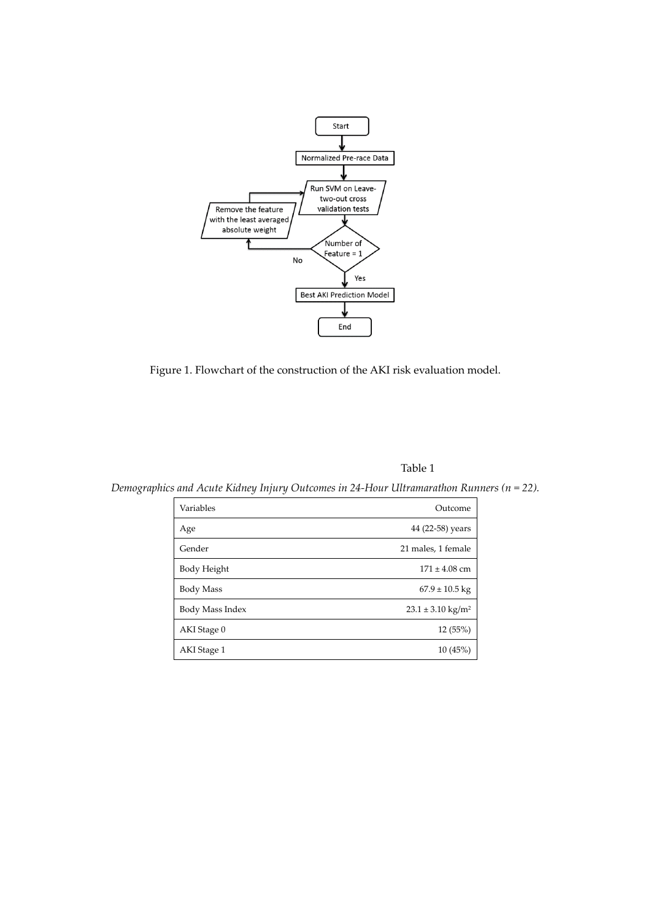Figure 1. Flowchart of the construction of the AKI risk evaluation model.

Table 1

*Demographics and Acute Kidney Injury Outcomes in 24-Hour Ultramarathon Runners (n = 22).*

| Variables | Outcome |
|---|---|
| Age | 44 (22-58) years |
| Gender | 21 males, 1 female |
| Body Height | 171 ± 4.08 cm |
| Body Mass | 67.9 ± 10.5 kg |
| Body Mass Index | 23.1 ± 3.10 kg/m$^2$ |
| AKI Stage 0 | 12 (55%) |
| AKI Stage 1 | 10 (45%) |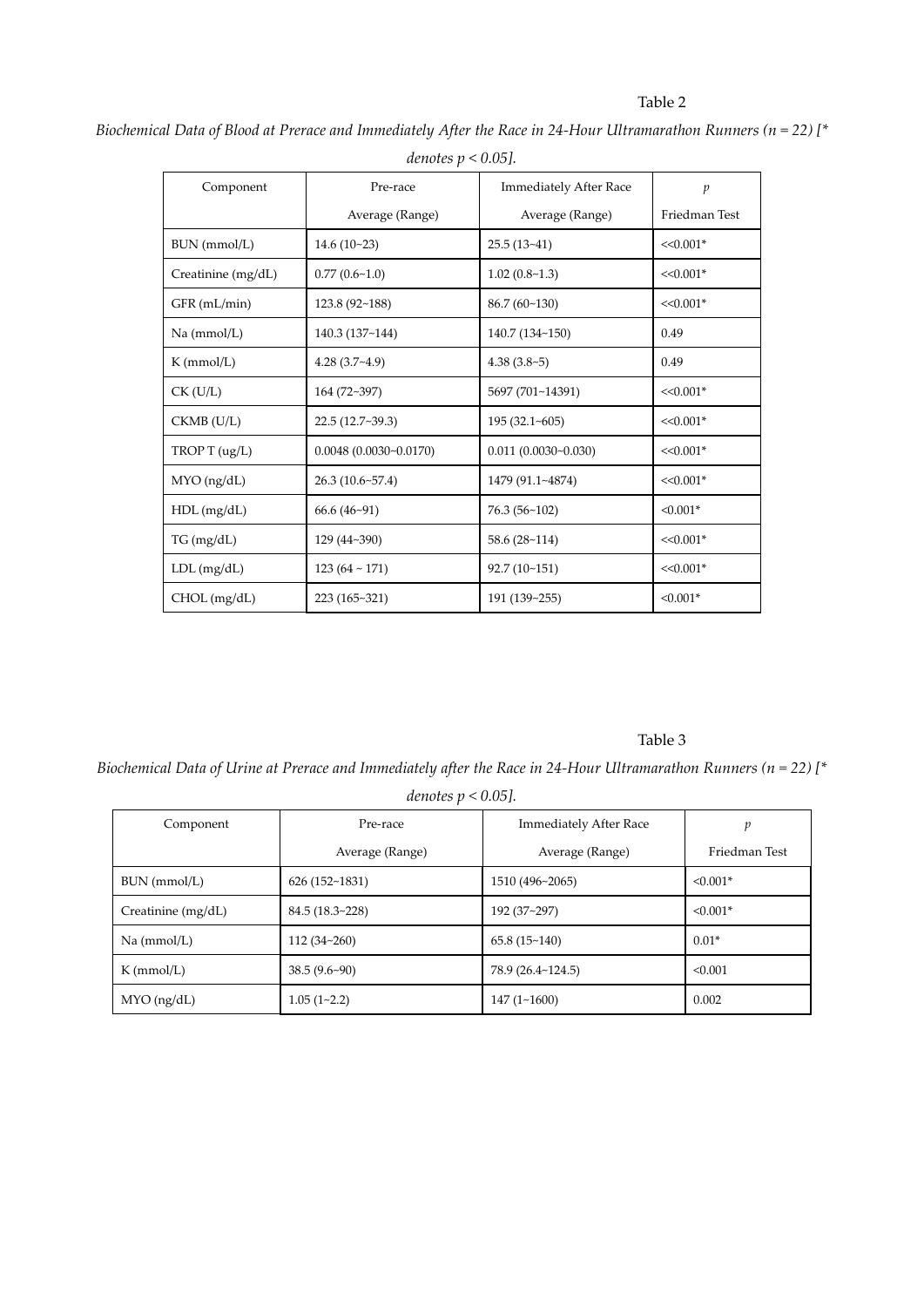Table 2

*Biochemical Data of Blood at Prerace and Immediately After the Race in 24-Hour Ultramarathon Runners (n = 22) [\* denotes $p < 0.05$].*

| Component | Pre-race | Immediately After Race | $p$ |
|---|---|---|---|
| | Average (Range) | Average (Range) | Friedman Test |
| BUN (mmol/L) | 14.6 (10~23) | 25.5 (13~41) | <<0.001* |
| Creatinine (mg/dL) | 0.77 (0.6~1.0) | 1.02 (0.8~1.3) | <<0.001* |
| GFR (mL/min) | 123.8 (92~188) | 86.7 (60~130) | <<0.001* |
| Na (mmol/L) | 140.3 (137~144) | 140.7 (134~150) | 0.49 |
| K (mmol/L) | 4.28 (3.7~4.9) | 4.38 (3.8~5) | 0.49 |
| CK (U/L) | 164 (72~397) | 5697 (701~14391) | <<0.001* |
| CKMB (U/L) | 22.5 (12.7~39.3) | 195 (32.1~605) | <<0.001* |
| TROP T (ug/L) | 0.0048 (0.0030~0.0170) | 0.011 (0.0030~0.030) | <<0.001* |
| MYO (ng/dL) | 26.3 (10.6~57.4) | 1479 (91.1~4874) | <<0.001* |
| HDL (mg/dL) | 66.6 (46~91) | 76.3 (56~102) | <0.001* |
| TG (mg/dL) | 129 (44~390) | 58.6 (28~114) | <<0.001* |
| LDL (mg/dL) | 123 (64 ~ 171) | 92.7 (10~151) | <<0.001* |
| CHOL (mg/dL) | 223 (165~321) | 191 (139~255) | <0.001* |

Table 3

*Biochemical Data of Urine at Prerace and Immediately after the Race in 24-Hour Ultramarathon Runners (n = 22) [\* denotes $p < 0.05$].*

| Component | Pre-race | Immediately After Race | $p$ |
|---|---|---|---|
| | Average (Range) | Average (Range) | Friedman Test |
| BUN (mmol/L) | 626 (152~1831) | 1510 (496~2065) | <0.001* |
| Creatinine (mg/dL) | 84.5 (18.3~228) | 192 (37~297) | <0.001* |
| Na (mmol/L) | 112 (34~260) | 65.8 (15~140) | 0.01* |
| K (mmol/L) | 38.5 (9.6~90) | 78.9 (26.4~124.5) | <0.001 |
| MYO (ng/dL) | 1.05 (1~2.2) | 147 (1~1600) | 0.002 |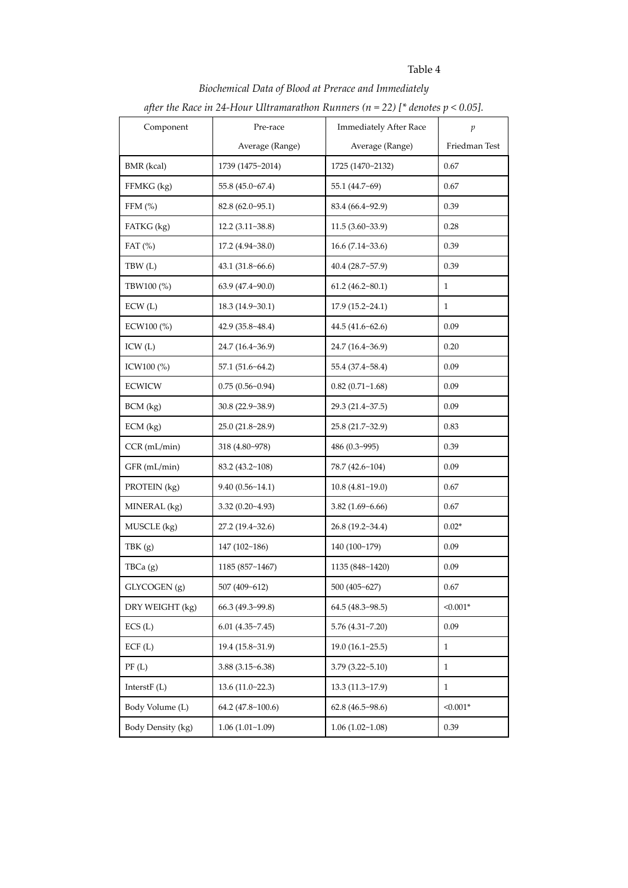Table 4

*Biochemical Data of Blood at Prerace and Immediately after the Race in 24-Hour Ultramarathon Runners (n = 22) [* denotes $p < 0.05$].*

| Component | Pre-race | Immediately After Race | $p$ |
|---|---|---|---|
| | Average (Range) | Average (Range) | Friedman Test |
| BMR (kcal) | 1739 (1475~2014) | 1725 (1470~2132) | 0.67 |
| FFMKG (kg) | 55.8 (45.0~67.4) | 55.1 (44.7~69) | 0.67 |
| FFM (%) | 82.8 (62.0~95.1) | 83.4 (66.4~92.9) | 0.39 |
| FATKG (kg) | 12.2 (3.11~38.8) | 11.5 (3.60~33.9) | 0.28 |
| FAT (%) | 17.2 (4.94~38.0) | 16.6 (7.14~33.6) | 0.39 |
| TBW (L) | 43.1 (31.8~66.6) | 40.4 (28.7~57.9) | 0.39 |
| TBW100 (%) | 63.9 (47.4~90.0) | 61.2 (46.2~80.1) | 1 |
| ECW (L) | 18.3 (14.9~30.1) | 17.9 (15.2~24.1) | 1 |
| ECW100 (%) | 42.9 (35.8~48.4) | 44.5 (41.6~62.6) | 0.09 |
| ICW (L) | 24.7 (16.4~36.9) | 24.7 (16.4~36.9) | 0.20 |
| ICW100 (%) | 57.1 (51.6~64.2) | 55.4 (37.4~58.4) | 0.09 |
| ECWICW | 0.75 (0.56~0.94) | 0.82 (0.71~1.68) | 0.09 |
| BCM (kg) | 30.8 (22.9~38.9) | 29.3 (21.4~37.5) | 0.09 |
| ECM (kg) | 25.0 (21.8~28.9) | 25.8 (21.7~32.9) | 0.83 |
| CCR (mL/min) | 318 (4.80~978) | 486 (0.3~995) | 0.39 |
| GFR (mL/min) | 83.2 (43.2~108) | 78.7 (42.6~104) | 0.09 |
| PROTEIN (kg) | 9.40 (0.56~14.1) | 10.8 (4.81~19.0) | 0.67 |
| MINERAL (kg) | 3.32 (0.20~4.93) | 3.82 (1.69~6.66) | 0.67 |
| MUSCLE (kg) | 27.2 (19.4~32.6) | 26.8 (19.2~34.4) | 0.02* |
| TBK (g) | 147 (102~186) | 140 (100~179) | 0.09 |
| TBCa (g) | 1185 (857~1467) | 1135 (848~1420) | 0.09 |
| GLYCOGEN (g) | 507 (409~612) | 500 (405~627) | 0.67 |
| DRY WEIGHT (kg) | 66.3 (49.3~99.8) | 64.5 (48.3~98.5) | <0.001* |
| ECS (L) | 6.01 (4.35~7.45) | 5.76 (4.31~7.20) | 0.09 |
| ECF (L) | 19.4 (15.8~31.9) | 19.0 (16.1~25.5) | 1 |
| PF (L) | 3.88 (3.15~6.38) | 3.79 (3.22~5.10) | 1 |
| InterstF (L) | 13.6 (11.0~22.3) | 13.3 (11.3~17.9) | 1 |
| Body Volume (L) | 64.2 (47.8~100.6) | 62.8 (46.5~98.6) | <0.001* |
| Body Density (kg) | 1.06 (1.01~1.09) | 1.06 (1.02~1.08) | 0.39 |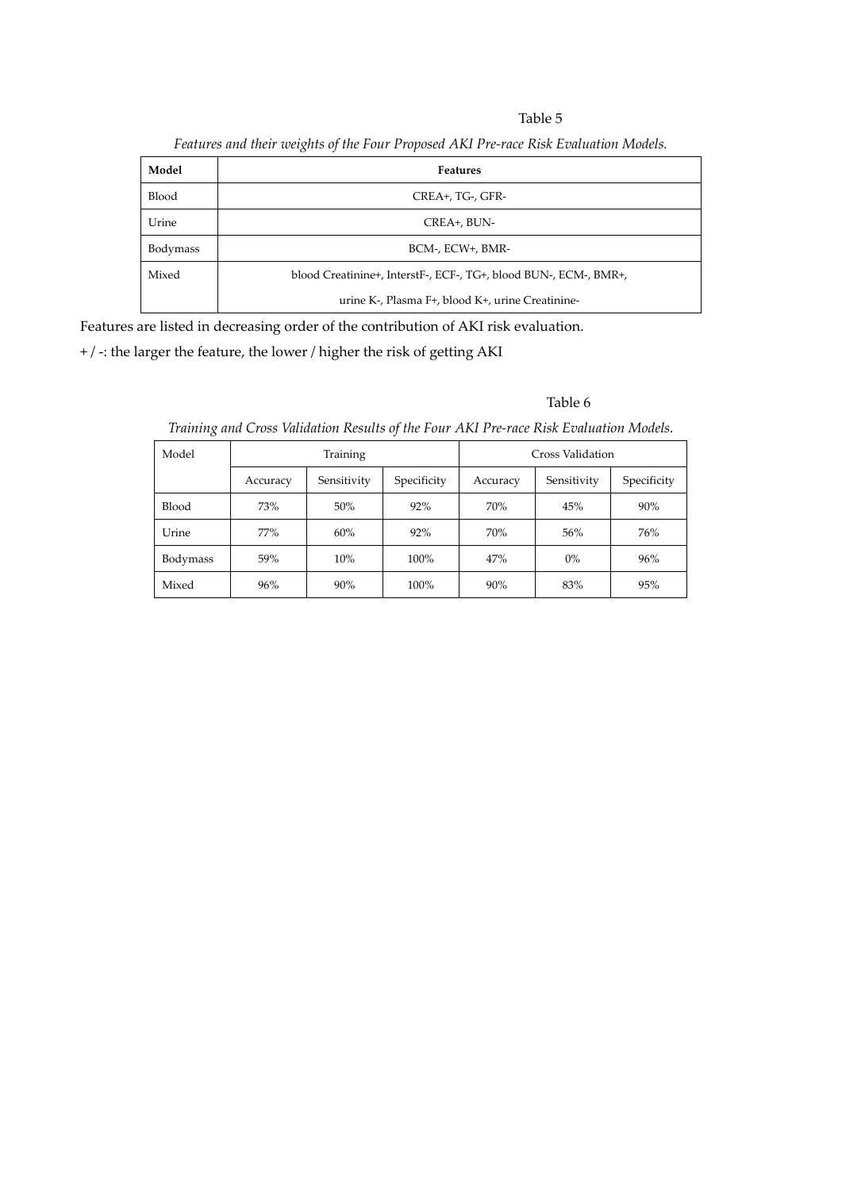Table 5

*Features and their weights of the Four Proposed AKI Pre-race Risk Evaluation Models.*

| **Model** | **Features** |
|---|---|
| Blood | CREA+, TG-, GFR- |
| Urine | CREA+, BUN- |
| Bodymass | BCM-, ECW+, BMR- |
| Mixed | blood Creatinine+, InterstF-, ECF-, TG+, blood BUN-, ECM-, BMR+, urine K-, Plasma F+, blood K+, urine Creatinine- |

Features are listed in decreasing order of the contribution of AKI risk evaluation.

+ / -: the larger the feature, the lower / higher the risk of getting AKI

Table 6

*Training and Cross Validation Results of the Four AKI Pre-race Risk Evaluation Models.*

| Model | Training | | | Cross Validation | | |
|---|---|---|---|---|---|---|
| | Accuracy | Sensitivity | Specificity | Accuracy | Sensitivity | Specificity |
| Blood | 73% | 50% | 92% | 70% | 45% | 90% |
| Urine | 77% | 60% | 92% | 70% | 56% | 76% |
| Bodymass | 59% | 10% | 100% | 47% | 0% | 96% |
| Mixed | 96% | 90% | 100% | 90% | 83% | 95% |